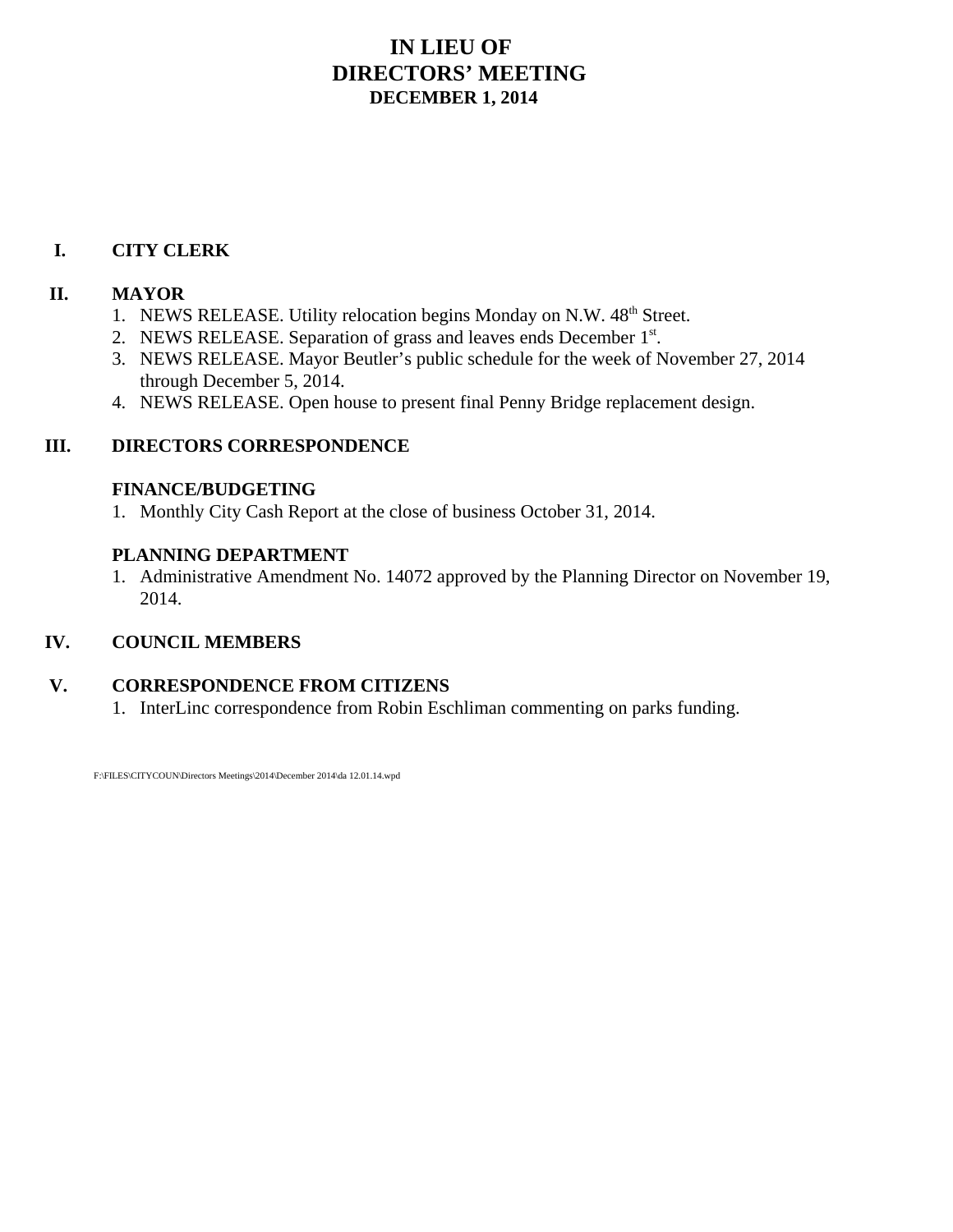# IN LIEU OF
# DIRECTORS' MEETING
## DECEMBER 1, 2014

## I. CITY CLERK

## II. MAYOR

1. NEWS RELEASE. Utility relocation begins Monday on N.W. 48th Street.
2. NEWS RELEASE. Separation of grass and leaves ends December 1st.
3. NEWS RELEASE. Mayor Beutler's public schedule for the week of November 27, 2014 through December 5, 2014.
4. NEWS RELEASE. Open house to present final Penny Bridge replacement design.

## III. DIRECTORS CORRESPONDENCE

### FINANCE/BUDGETING

1. Monthly City Cash Report at the close of business October 31, 2014.

### PLANNING DEPARTMENT

1. Administrative Amendment No. 14072 approved by the Planning Director on November 19, 2014.

## IV. COUNCIL MEMBERS

## V. CORRESPONDENCE FROM CITIZENS

1. InterLinc correspondence from Robin Eschliman commenting on parks funding.

F:\FILES\CITYCOUN\Directors Meetings\2014\December 2014\da 12.01.14.wpd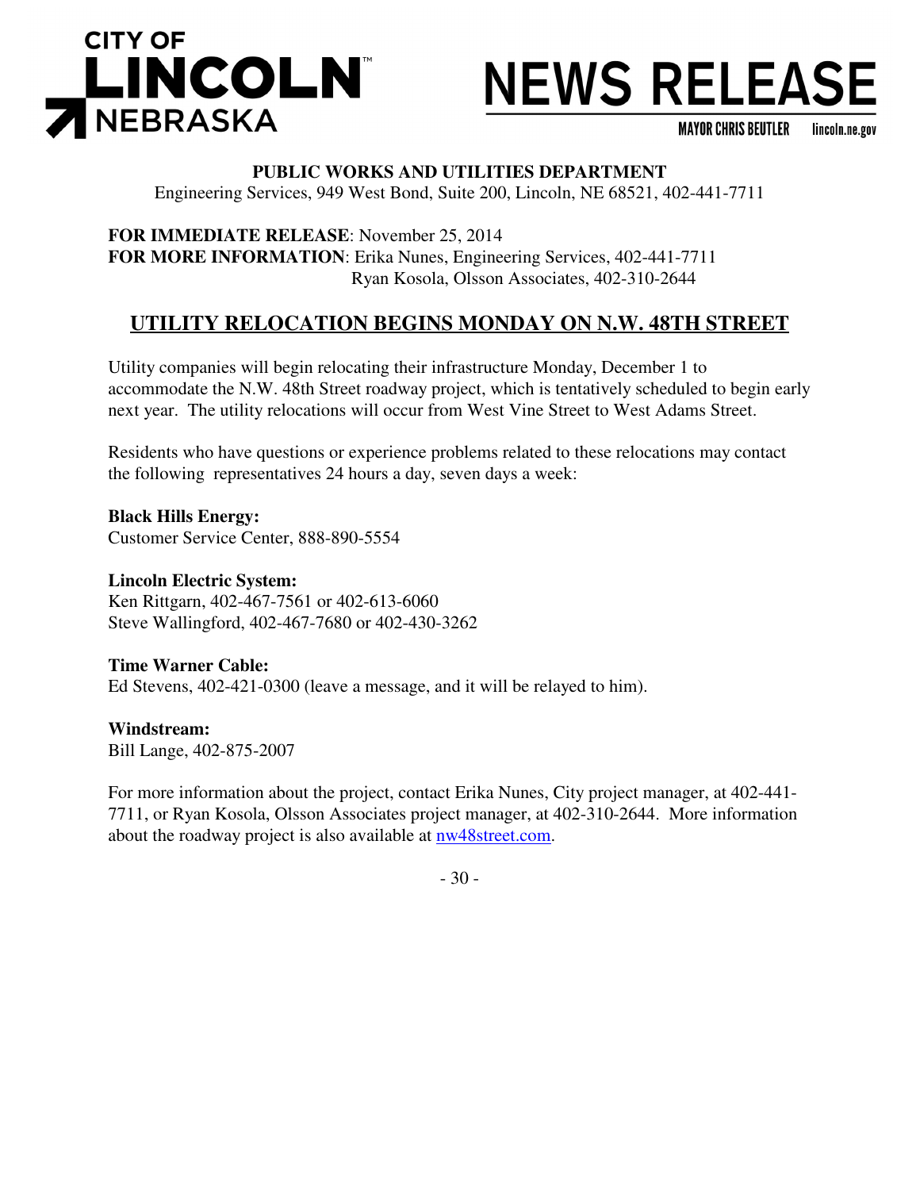**CITY OF LINCOLN NEBRASKA**

# NEWS RELEASE

MAYOR CHRIS BEUTLER lincoln.ne.gov

**PUBLIC WORKS AND UTILITIES DEPARTMENT**
Engineering Services, 949 West Bond, Suite 200, Lincoln, NE 68521, 402-441-7711

**FOR IMMEDIATE RELEASE**: November 25, 2014
**FOR MORE INFORMATION**: Erika Nunes, Engineering Services, 402-441-7711
Ryan Kosola, Olsson Associates, 402-310-2644

## UTILITY RELOCATION BEGINS MONDAY ON N.W. 48TH STREET

Utility companies will begin relocating their infrastructure Monday, December 1 to accommodate the N.W. 48th Street roadway project, which is tentatively scheduled to begin early next year. The utility relocations will occur from West Vine Street to West Adams Street.

Residents who have questions or experience problems related to these relocations may contact the following representatives 24 hours a day, seven days a week:

**Black Hills Energy:**
Customer Service Center, 888-890-5554

**Lincoln Electric System:**
Ken Rittgarn, 402-467-7561 or 402-613-6060
Steve Wallingford, 402-467-7680 or 402-430-3262

**Time Warner Cable:**
Ed Stevens, 402-421-0300 (leave a message, and it will be relayed to him).

**Windstream:**
Bill Lange, 402-875-2007

For more information about the project, contact Erika Nunes, City project manager, at 402-441-7711, or Ryan Kosola, Olsson Associates project manager, at 402-310-2644. More information about the roadway project is also available at nw48street.com.

- 30 -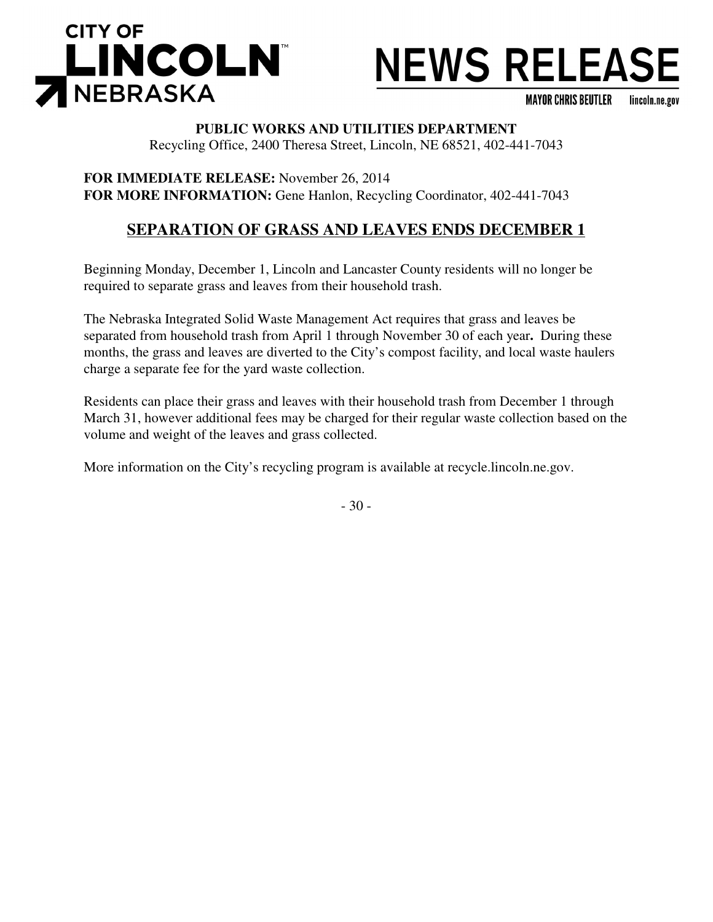**CITY OF LINCOLN NEBRASKA**

# NEWS RELEASE

MAYOR CHRIS BEUTLER lincoln.ne.gov

**PUBLIC WORKS AND UTILITIES DEPARTMENT**
Recycling Office, 2400 Theresa Street, Lincoln, NE 68521, 402-441-7043

**FOR IMMEDIATE RELEASE:** November 26, 2014
**FOR MORE INFORMATION:** Gene Hanlon, Recycling Coordinator, 402-441-7043

## SEPARATION OF GRASS AND LEAVES ENDS DECEMBER 1

Beginning Monday, December 1, Lincoln and Lancaster County residents will no longer be required to separate grass and leaves from their household trash.

The Nebraska Integrated Solid Waste Management Act requires that grass and leaves be separated from household trash from April 1 through November 30 of each year**.** During these months, the grass and leaves are diverted to the City's compost facility, and local waste haulers charge a separate fee for the yard waste collection.

Residents can place their grass and leaves with their household trash from December 1 through March 31, however additional fees may be charged for their regular waste collection based on the volume and weight of the leaves and grass collected.

More information on the City's recycling program is available at recycle.lincoln.ne.gov.

\- 30 -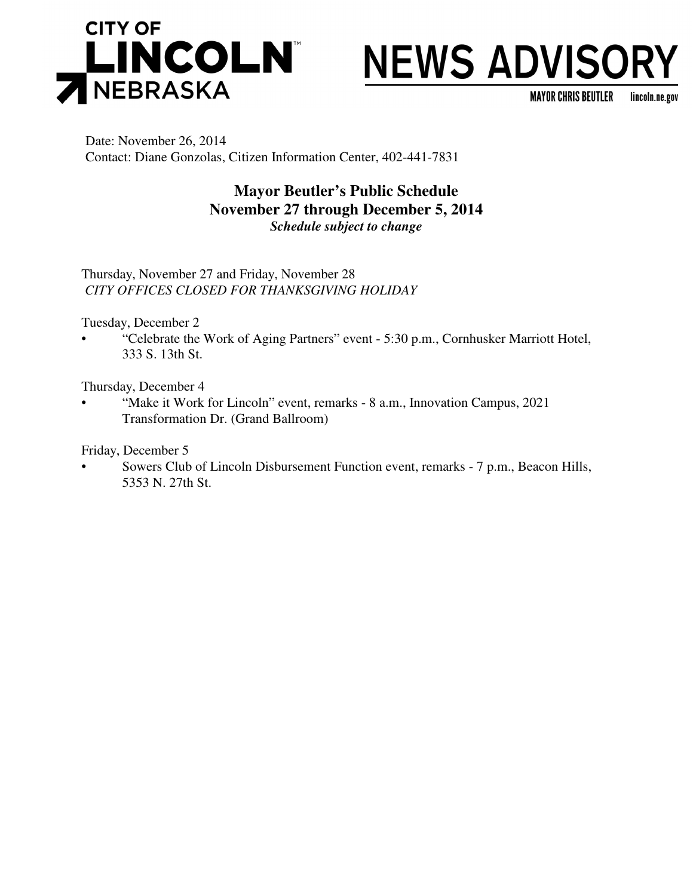**CITY OF LINCOLN NEBRASKA**

# NEWS ADVISORY

MAYOR CHRIS BEUTLER lincoln.ne.gov

Date: November 26, 2014
Contact: Diane Gonzolas, Citizen Information Center, 402-441-7831

## Mayor Beutler's Public Schedule
## November 27 through December 5, 2014
***Schedule subject to change***

Thursday, November 27 and Friday, November 28
*CITY OFFICES CLOSED FOR THANKSGIVING HOLIDAY*

Tuesday, December 2
- "Celebrate the Work of Aging Partners" event - 5:30 p.m., Cornhusker Marriott Hotel, 333 S. 13th St.

Thursday, December 4
- "Make it Work for Lincoln" event, remarks - 8 a.m., Innovation Campus, 2021 Transformation Dr. (Grand Ballroom)

Friday, December 5
- Sowers Club of Lincoln Disbursement Function event, remarks - 7 p.m., Beacon Hills, 5353 N. 27th St.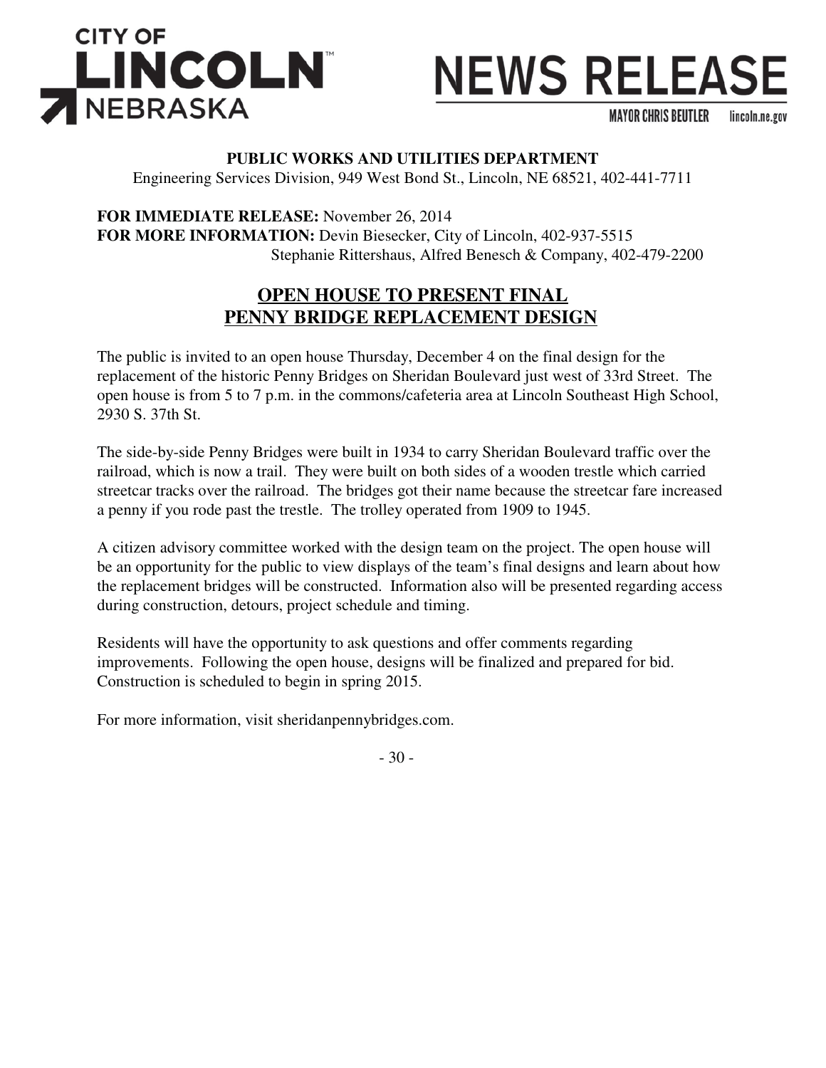**CITY OF LINCOLN NEBRASKA**

# NEWS RELEASE

MAYOR CHRIS BEUTLER lincoln.ne.gov

**PUBLIC WORKS AND UTILITIES DEPARTMENT**
Engineering Services Division, 949 West Bond St., Lincoln, NE 68521, 402-441-7711

**FOR IMMEDIATE RELEASE:** November 26, 2014
**FOR MORE INFORMATION:** Devin Biesecker, City of Lincoln, 402-937-5515
Stephanie Rittershaus, Alfred Benesch & Company, 402-479-2200

## OPEN HOUSE TO PRESENT FINAL PENNY BRIDGE REPLACEMENT DESIGN

The public is invited to an open house Thursday, December 4 on the final design for the replacement of the historic Penny Bridges on Sheridan Boulevard just west of 33rd Street. The open house is from 5 to 7 p.m. in the commons/cafeteria area at Lincoln Southeast High School, 2930 S. 37th St.

The side-by-side Penny Bridges were built in 1934 to carry Sheridan Boulevard traffic over the railroad, which is now a trail. They were built on both sides of a wooden trestle which carried streetcar tracks over the railroad. The bridges got their name because the streetcar fare increased a penny if you rode past the trestle. The trolley operated from 1909 to 1945.

A citizen advisory committee worked with the design team on the project. The open house will be an opportunity for the public to view displays of the team's final designs and learn about how the replacement bridges will be constructed. Information also will be presented regarding access during construction, detours, project schedule and timing.

Residents will have the opportunity to ask questions and offer comments regarding improvements. Following the open house, designs will be finalized and prepared for bid. Construction is scheduled to begin in spring 2015.

For more information, visit sheridanpennybridges.com.

- 30 -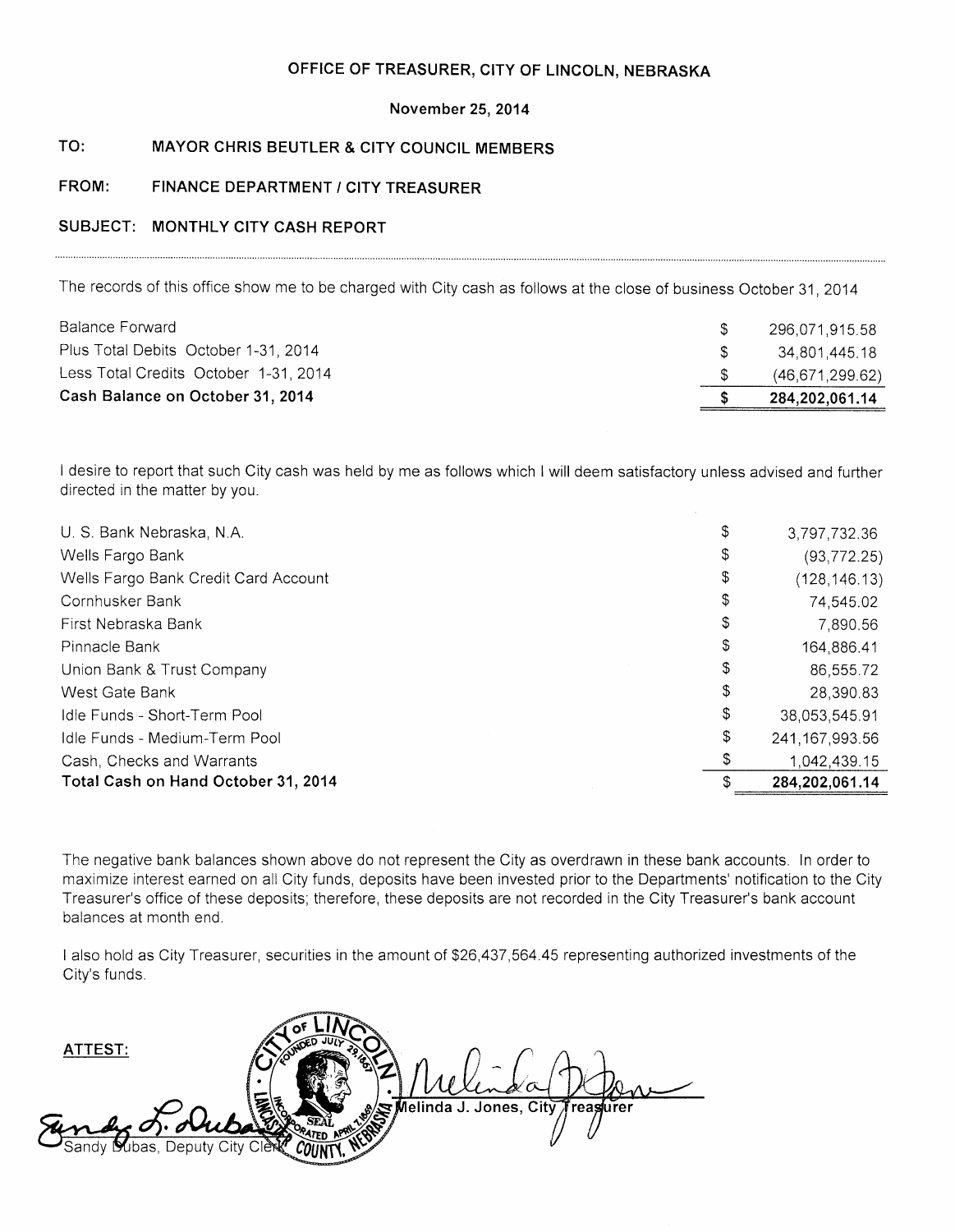# OFFICE OF TREASURER, CITY OF LINCOLN, NEBRASKA

November 25, 2014

**TO:** MAYOR CHRIS BEUTLER & CITY COUNCIL MEMBERS

**FROM:** FINANCE DEPARTMENT / CITY TREASURER

**SUBJECT:** MONTHLY CITY CASH REPORT

The records of this office show me to be charged with City cash as follows at the close of business October 31, 2014

| | | |
|---|---|---|
| Balance Forward | $ | 296,071,915.58 |
| Plus Total Debits October 1-31, 2014 | $ | 34,801,445.18 |
| Less Total Credits October 1-31, 2014 | $ | (46,671,299.62) |
| **Cash Balance on October 31, 2014** | **$** | **284,202,061.14** |

I desire to report that such City cash was held by me as follows which I will deem satisfactory unless advised and further directed in the matter by you.

| | | |
|---|---|---|
| U. S. Bank Nebraska, N.A. | $ | 3,797,732.36 |
| Wells Fargo Bank | $ | (93,772.25) |
| Wells Fargo Bank Credit Card Account | $ | (128,146.13) |
| Cornhusker Bank | $ | 74,545.02 |
| First Nebraska Bank | $ | 7,890.56 |
| Pinnacle Bank | $ | 164,886.41 |
| Union Bank & Trust Company | $ | 86,555.72 |
| West Gate Bank | $ | 28,390.83 |
| Idle Funds - Short-Term Pool | $ | 38,053,545.91 |
| Idle Funds - Medium-Term Pool | $ | 241,167,993.56 |
| Cash, Checks and Warrants | $ | 1,042,439.15 |
| **Total Cash on Hand October 31, 2014** | $ | **284,202,061.14** |

The negative bank balances shown above do not represent the City as overdrawn in these bank accounts. In order to maximize interest earned on all City funds, deposits have been invested prior to the Departments' notification to the City Treasurer's office of these deposits; therefore, these deposits are not recorded in the City Treasurer's bank account balances at month end.

I also hold as City Treasurer, securities in the amount of $26,437,564.45 representing authorized investments of the City's funds.

**ATTEST:**

Sandy Dubas, Deputy City Clerk

Melinda J. Jones, City Treasurer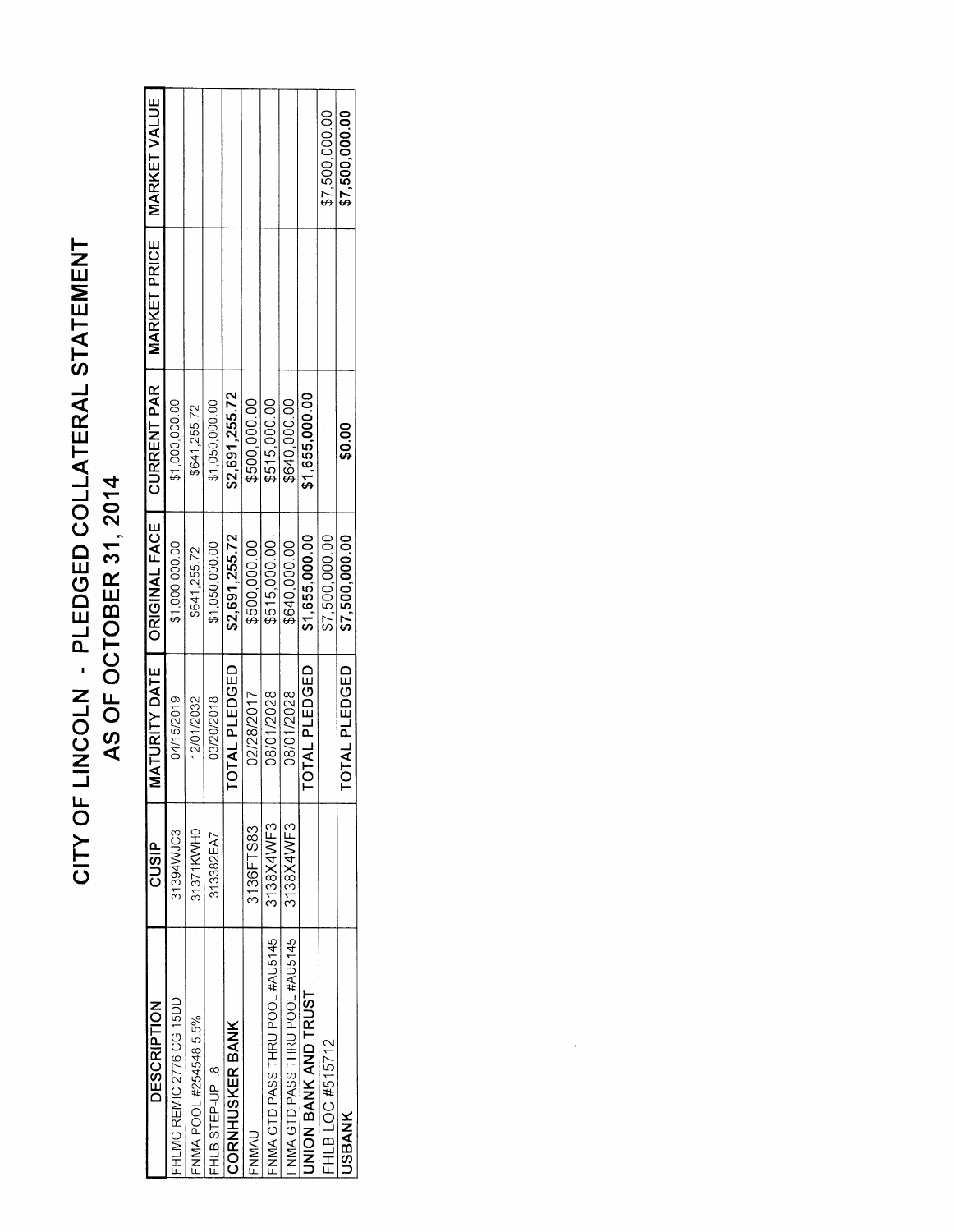# CITY OF LINCOLN - PLEDGED COLLATERAL STATEMENT

## AS OF OCTOBER 31, 2014

| DESCRIPTION | CUSIP | MATURITY DATE | ORIGINAL FACE | CURRENT PAR | MARKET PRICE | MARKET VALUE |
|---|---|---|---|---|---|---|
| FHLMC REMIC 2776 CG 15DD | 31394WJC3 | 04/15/2019 | $1,000,000.00 | $1,000,000.00 | | |
| FNMA POOL #254548 5.5% | 31371KWH0 | 12/01/2032 | $641,255.72 | $641,255.72 | | |
| FHLB STEP-UP .8 | 313382EA7 | 03/20/2018 | $1,050,000.00 | $1,050,000.00 | | |
| **CORNHUSKER BANK** | | **TOTAL PLEDGED** | **$2,691,255.72** | **$2,691,255.72** | | |
| FNMAU | 3136FTS83 | 02/28/2017 | $500,000.00 | $500,000.00 | | |
| FNMA GTD PASS THRU POOL #AU5145 | 3138X4WF3 | 08/01/2028 | $515,000.00 | $515,000.00 | | |
| FNMA GTD PASS THRU POOL #AU5145 | 3138X4WF3 | 08/01/2028 | $640,000.00 | $640,000.00 | | |
| **UNION BANK AND TRUST** | | **TOTAL PLEDGED** | **$1,655,000.00** | **$1,655,000.00** | | |
| FHLB LOC #515712 | | | $7,500,000.00 | | | $7,500,000.00 |
| **USBANK** | | **TOTAL PLEDGED** | **$7,500,000.00** | **$0.00** | | **$7,500,000.00** |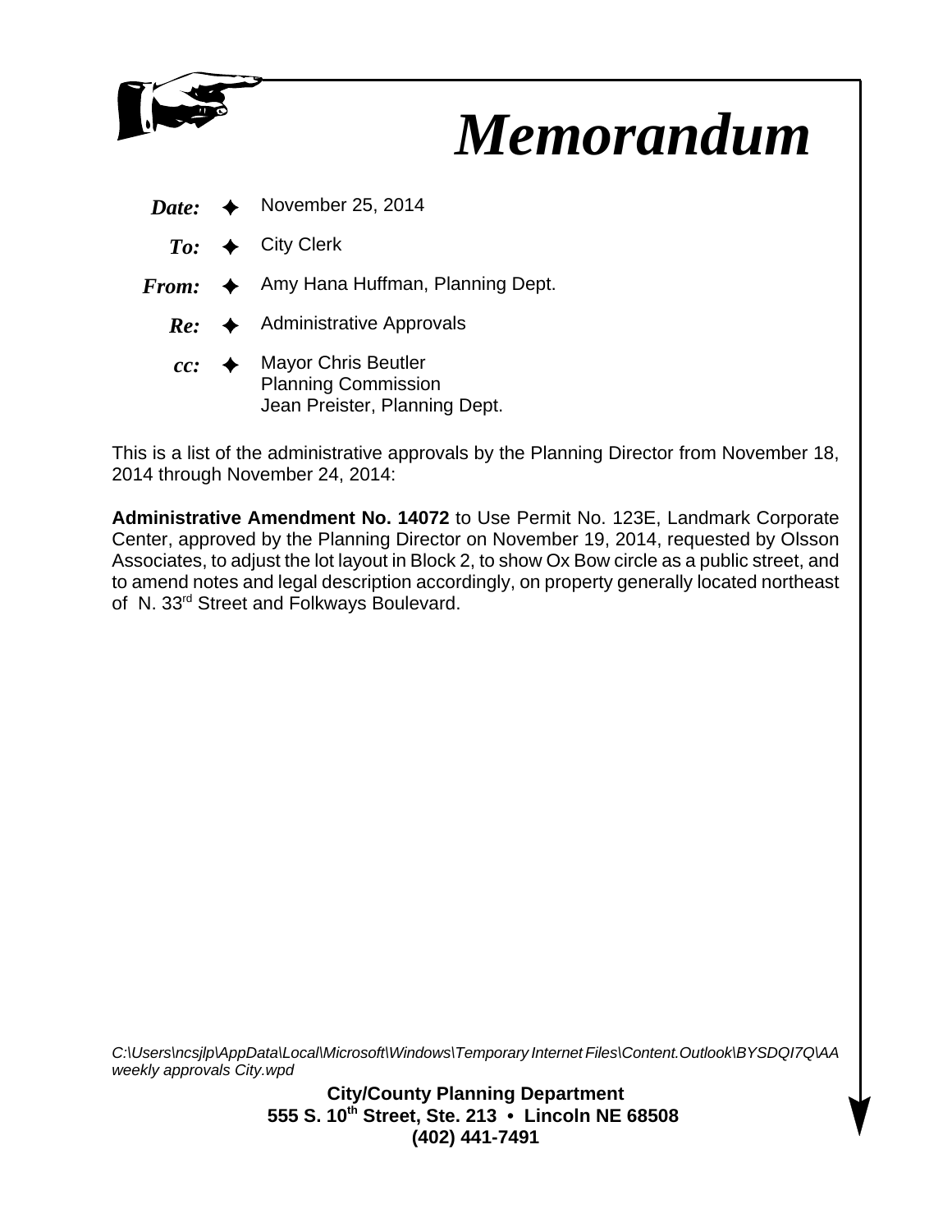# *Memorandum*

***Date:*** ✦ November 25, 2014

***To:*** ✦ City Clerk

***From:*** ✦ Amy Hana Huffman, Planning Dept.

***Re:*** ✦ Administrative Approvals

***cc:*** ✦ Mayor Chris Beutler
Planning Commission
Jean Preister, Planning Dept.

This is a list of the administrative approvals by the Planning Director from November 18, 2014 through November 24, 2014:

**Administrative Amendment No. 14072** to Use Permit No. 123E, Landmark Corporate Center, approved by the Planning Director on November 19, 2014, requested by Olsson Associates, to adjust the lot layout in Block 2, to show Ox Bow circle as a public street, and to amend notes and legal description accordingly, on property generally located northeast of N. 33rd Street and Folkways Boulevard.

*C:\Users\ncsjlp\AppData\Local\Microsoft\Windows\Temporary Internet Files\Content.Outlook\BYSDQI7Q\AA weekly approvals City.wpd*

**City/County Planning Department**
**555 S. 10th Street, Ste. 213 • Lincoln NE 68508**
**(402) 441-7491**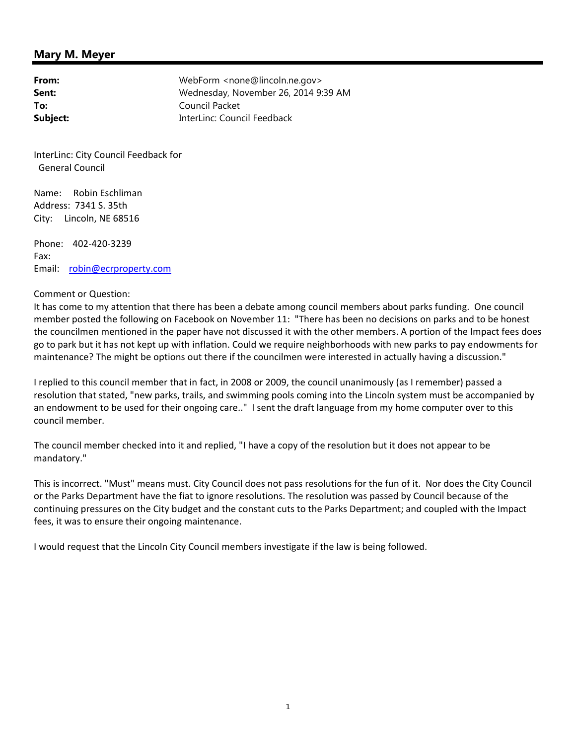## Mary M. Meyer

---

**From:** WebForm <none@lincoln.ne.gov>
**Sent:** Wednesday, November 26, 2014 9:39 AM
**To:** Council Packet
**Subject:** InterLinc: Council Feedback

InterLinc: City Council Feedback for
 General Council

Name: Robin Eschliman
Address: 7341 S. 35th
City: Lincoln, NE 68516

Phone: 402-420-3239
Fax:
Email: robin@ecrproperty.com

Comment or Question:
It has come to my attention that there has been a debate among council members about parks funding. One council member posted the following on Facebook on November 11: "There has been no decisions on parks and to be honest the councilmen mentioned in the paper have not discussed it with the other members. A portion of the Impact fees does go to park but it has not kept up with inflation. Could we require neighborhoods with new parks to pay endowments for maintenance? The might be options out there if the councilmen were interested in actually having a discussion."

I replied to this council member that in fact, in 2008 or 2009, the council unanimously (as I remember) passed a resolution that stated, "new parks, trails, and swimming pools coming into the Lincoln system must be accompanied by an endowment to be used for their ongoing care.." I sent the draft language from my home computer over to this council member.

The council member checked into it and replied, "I have a copy of the resolution but it does not appear to be mandatory."

This is incorrect. "Must" means must. City Council does not pass resolutions for the fun of it. Nor does the City Council or the Parks Department have the fiat to ignore resolutions. The resolution was passed by Council because of the continuing pressures on the City budget and the constant cuts to the Parks Department; and coupled with the Impact fees, it was to ensure their ongoing maintenance.

I would request that the Lincoln City Council members investigate if the law is being followed.